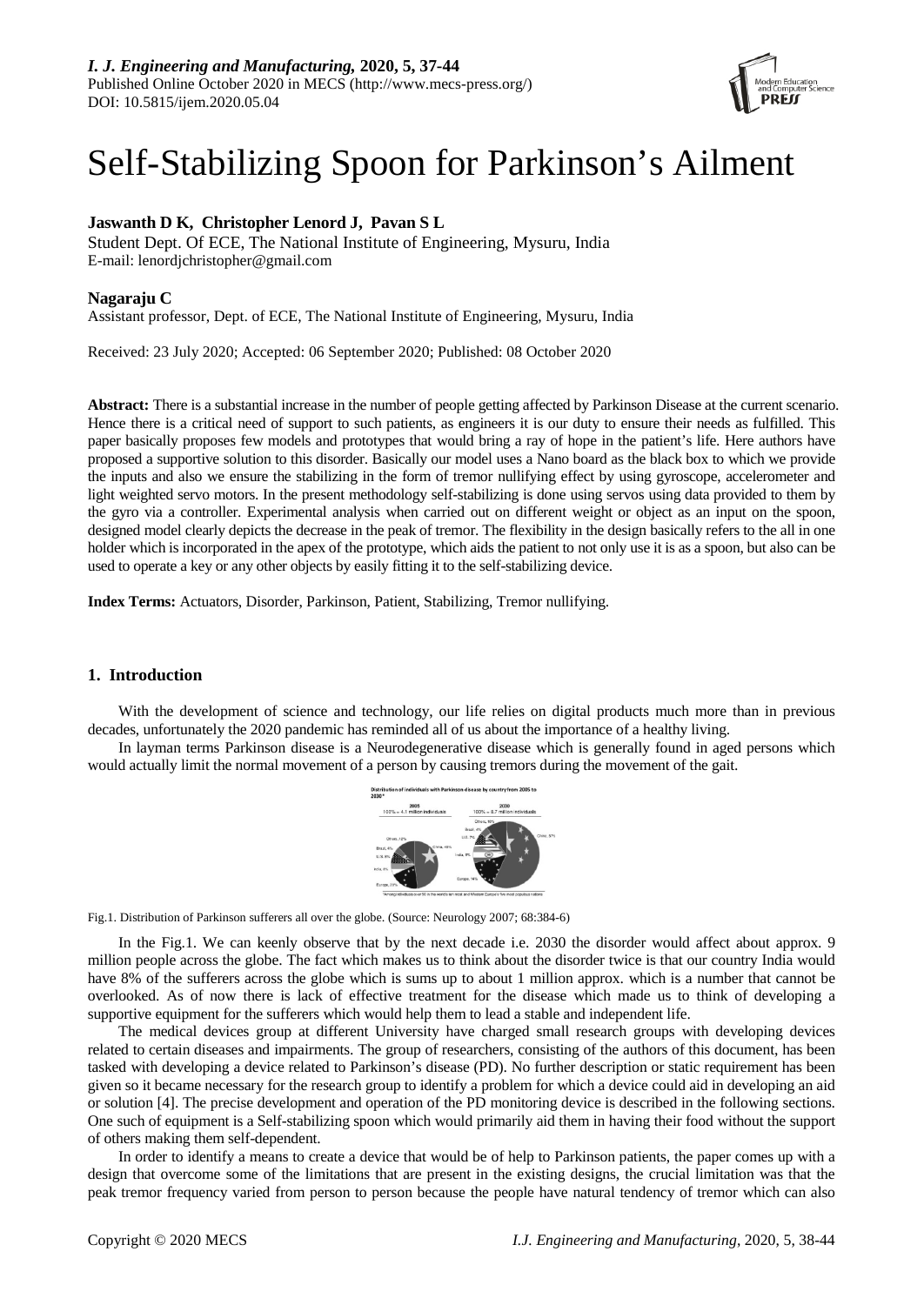# Self-Stabilizing Spoon for Parkinson's Ailment

**Jaswanth D K, Christopher Lenord J, Pavan S L**

Student Dept. Of ECE, The National Institute of Engineering, Mysuru, India
E-mail: lenordjchristopher@gmail.com

**Nagaraju C**

Assistant professor, Dept. of ECE, The National Institute of Engineering, Mysuru, India

Received: 23 July 2020; Accepted: 06 September 2020; Published: 08 October 2020

**Abstract:** There is a substantial increase in the number of people getting affected by Parkinson Disease at the current scenario. Hence there is a critical need of support to such patients, as engineers it is our duty to ensure their needs as fulfilled. This paper basically proposes few models and prototypes that would bring a ray of hope in the patient's life. Here authors have proposed a supportive solution to this disorder. Basically our model uses a Nano board as the black box to which we provide the inputs and also we ensure the stabilizing in the form of tremor nullifying effect by using gyroscope, accelerometer and light weighted servo motors. In the present methodology self-stabilizing is done using servos using data provided to them by the gyro via a controller. Experimental analysis when carried out on different weight or object as an input on the spoon, designed model clearly depicts the decrease in the peak of tremor. The flexibility in the design basically refers to the all in one holder which is incorporated in the apex of the prototype, which aids the patient to not only use it is as a spoon, but also can be used to operate a key or any other objects by easily fitting it to the self-stabilizing device.

**Index Terms:** Actuators, Disorder, Parkinson, Patient, Stabilizing, Tremor nullifying.

## 1. Introduction

With the development of science and technology, our life relies on digital products much more than in previous decades, unfortunately the 2020 pandemic has reminded all of us about the importance of a healthy living.

In layman terms Parkinson disease is a Neurodegenerative disease which is generally found in aged persons which would actually limit the normal movement of a person by causing tremors during the movement of the gait.

Fig.1. Distribution of Parkinson sufferers all over the globe. (Source: Neurology 2007; 68:384-6)

In the Fig.1. We can keenly observe that by the next decade i.e. 2030 the disorder would affect about approx. 9 million people across the globe. The fact which makes us to think about the disorder twice is that our country India would have 8% of the sufferers across the globe which is sums up to about 1 million approx. which is a number that cannot be overlooked. As of now there is lack of effective treatment for the disease which made us to think of developing a supportive equipment for the sufferers which would help them to lead a stable and independent life.

The medical devices group at different University have charged small research groups with developing devices related to certain diseases and impairments. The group of researchers, consisting of the authors of this document, has been tasked with developing a device related to Parkinson's disease (PD). No further description or static requirement has been given so it became necessary for the research group to identify a problem for which a device could aid in developing an aid or solution [4]. The precise development and operation of the PD monitoring device is described in the following sections. One such of equipment is a Self-stabilizing spoon which would primarily aid them in having their food without the support of others making them self-dependent.

In order to identify a means to create a device that would be of help to Parkinson patients, the paper comes up with a design that overcome some of the limitations that are present in the existing designs, the crucial limitation was that the peak tremor frequency varied from person to person because the people have natural tendency of tremor which can also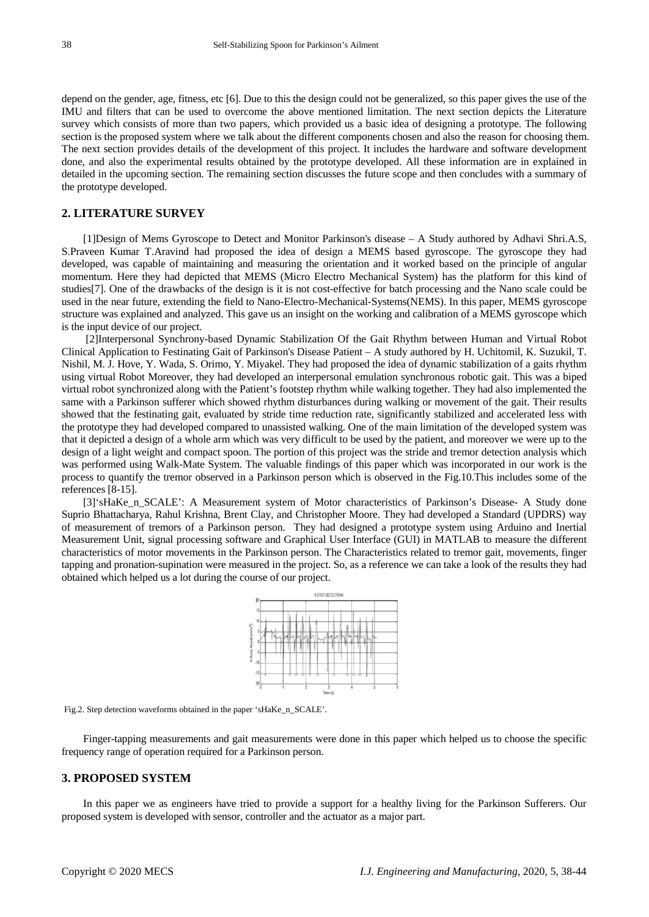depend on the gender, age, fitness, etc [6]. Due to this the design could not be generalized, so this paper gives the use of the IMU and filters that can be used to overcome the above mentioned limitation. The next section depicts the Literature survey which consists of more than two papers, which provided us a basic idea of designing a prototype. The following section is the proposed system where we talk about the different components chosen and also the reason for choosing them. The next section provides details of the development of this project. It includes the hardware and software development done, and also the experimental results obtained by the prototype developed. All these information are in explained in detailed in the upcoming section. The remaining section discusses the future scope and then concludes with a summary of the prototype developed.

## 2. LITERATURE SURVEY

[1]Design of Mems Gyroscope to Detect and Monitor Parkinson's disease – A Study authored by Adhavi Shri.A.S, S.Praveen Kumar T.Aravind had proposed the idea of design a MEMS based gyroscope. The gyroscope they had developed, was capable of maintaining and measuring the orientation and it worked based on the principle of angular momentum. Here they had depicted that MEMS (Micro Electro Mechanical System) has the platform for this kind of studies[7]. One of the drawbacks of the design is it is not cost-effective for batch processing and the Nano scale could be used in the near future, extending the field to Nano-Electro-Mechanical-Systems(NEMS). In this paper, MEMS gyroscope structure was explained and analyzed. This gave us an insight on the working and calibration of a MEMS gyroscope which is the input device of our project.

[2]Interpersonal Synchrony-based Dynamic Stabilization Of the Gait Rhythm between Human and Virtual Robot Clinical Application to Festinating Gait of Parkinson's Disease Patient – A study authored by H. Uchitomil, K. Suzukil, T. Nishil, M. J. Hove, Y. Wada, S. Orimo, Y. Miyakel. They had proposed the idea of dynamic stabilization of a gaits rhythm using virtual Robot Moreover, they had developed an interpersonal emulation synchronous robotic gait. This was a biped virtual robot synchronized along with the Patient's footstep rhythm while walking together. They had also implemented the same with a Parkinson sufferer which showed rhythm disturbances during walking or movement of the gait. Their results showed that the festinating gait, evaluated by stride time reduction rate, significantly stabilized and accelerated less with the prototype they had developed compared to unassisted walking. One of the main limitation of the developed system was that it depicted a design of a whole arm which was very difficult to be used by the patient, and moreover we were up to the design of a light weight and compact spoon. The portion of this project was the stride and tremor detection analysis which was performed using Walk-Mate System. The valuable findings of this paper which was incorporated in our work is the process to quantify the tremor observed in a Parkinson person which is observed in the Fig.10.This includes some of the references [8-15].

[3]'sHaKe_n_SCALE': A Measurement system of Motor characteristics of Parkinson's Disease- A Study done Suprio Bhattacharya, Rahul Krishna, Brent Clay, and Christopher Moore. They had developed a Standard (UPDRS) way of measurement of tremors of a Parkinson person. They had designed a prototype system using Arduino and Inertial Measurement Unit, signal processing software and Graphical User Interface (GUI) in MATLAB to measure the different characteristics of motor movements in the Parkinson person. The Characteristics related to tremor gait, movements, finger tapping and pronation-supination were measured in the project. So, as a reference we can take a look of the results they had obtained which helped us a lot during the course of our project.

Fig.2. Step detection waveforms obtained in the paper 'sHaKe_n_SCALE'.

Finger-tapping measurements and gait measurements were done in this paper which helped us to choose the specific frequency range of operation required for a Parkinson person.

## 3. PROPOSED SYSTEM

In this paper we as engineers have tried to provide a support for a healthy living for the Parkinson Sufferers. Our proposed system is developed with sensor, controller and the actuator as a major part.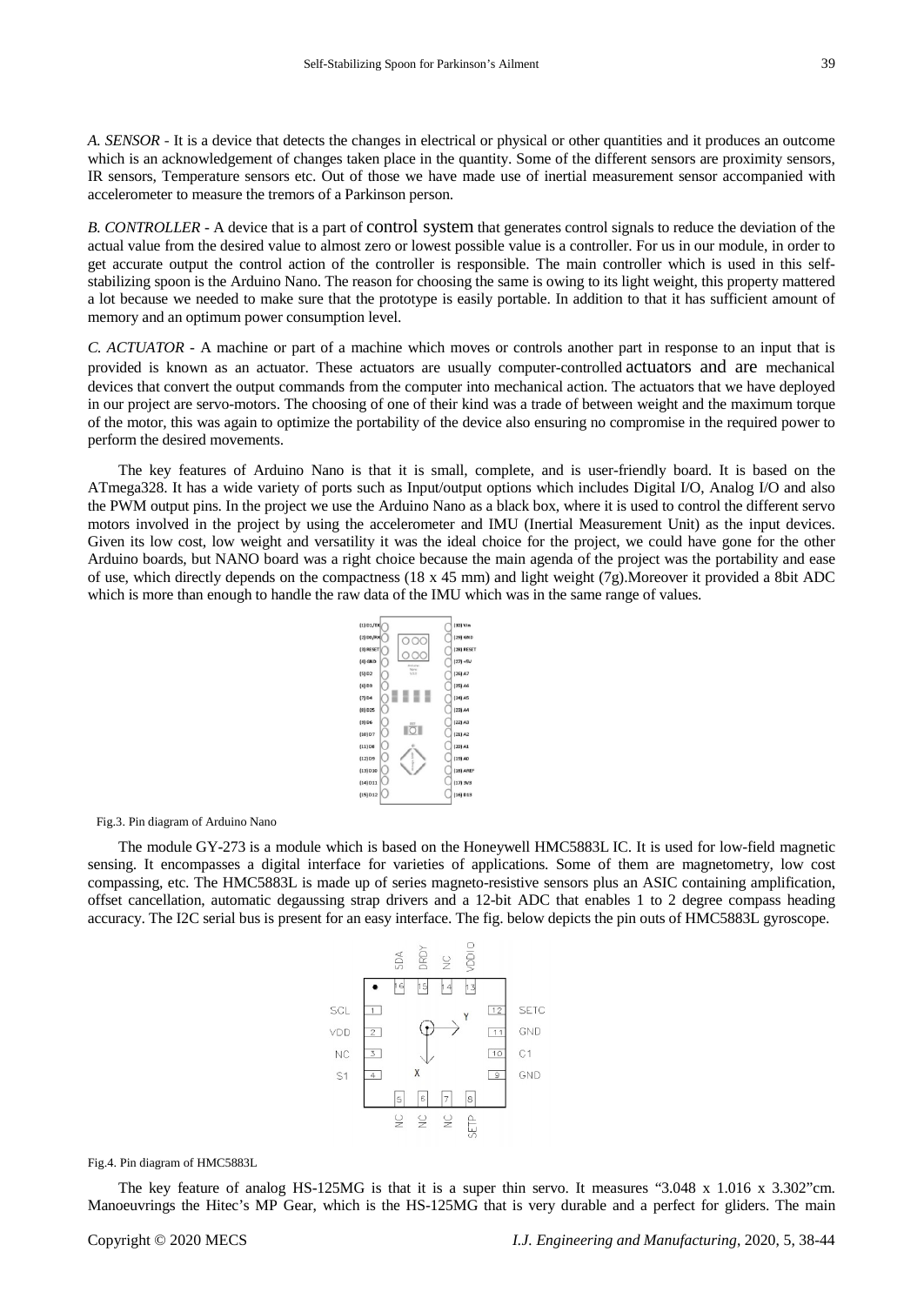*A. SENSOR* - It is a device that detects the changes in electrical or physical or other quantities and it produces an outcome which is an acknowledgement of changes taken place in the quantity. Some of the different sensors are proximity sensors, IR sensors, Temperature sensors etc. Out of those we have made use of inertial measurement sensor accompanied with accelerometer to measure the tremors of a Parkinson person.

*B. CONTROLLER* - A device that is a part of control system that generates control signals to reduce the deviation of the actual value from the desired value to almost zero or lowest possible value is a controller. For us in our module, in order to get accurate output the control action of the controller is responsible. The main controller which is used in this self-stabilizing spoon is the Arduino Nano. The reason for choosing the same is owing to its light weight, this property mattered a lot because we needed to make sure that the prototype is easily portable. In addition to that it has sufficient amount of memory and an optimum power consumption level.

*C. ACTUATOR* - A machine or part of a machine which moves or controls another part in response to an input that is provided is known as an actuator. These actuators are usually computer-controlled actuators and are mechanical devices that convert the output commands from the computer into mechanical action. The actuators that we have deployed in our project are servo-motors. The choosing of one of their kind was a trade of between weight and the maximum torque of the motor, this was again to optimize the portability of the device also ensuring no compromise in the required power to perform the desired movements.

The key features of Arduino Nano is that it is small, complete, and is user-friendly board. It is based on the ATmega328. It has a wide variety of ports such as Input/output options which includes Digital I/O, Analog I/O and also the PWM output pins. In the project we use the Arduino Nano as a black box, where it is used to control the different servo motors involved in the project by using the accelerometer and IMU (Inertial Measurement Unit) as the input devices. Given its low cost, low weight and versatility it was the ideal choice for the project, we could have gone for the other Arduino boards, but NANO board was a right choice because the main agenda of the project was the portability and ease of use, which directly depends on the compactness (18 x 45 mm) and light weight (7g).Moreover it provided a 8bit ADC which is more than enough to handle the raw data of the IMU which was in the same range of values.

Fig.3. Pin diagram of Arduino Nano

The module GY-273 is a module which is based on the Honeywell HMC5883L IC. It is used for low-field magnetic sensing. It encompasses a digital interface for varieties of applications. Some of them are magnetometry, low cost compassing, etc. The HMC5883L is made up of series magneto-resistive sensors plus an ASIC containing amplification, offset cancellation, automatic degaussing strap drivers and a 12-bit ADC that enables 1 to 2 degree compass heading accuracy. The I2C serial bus is present for an easy interface. The fig. below depicts the pin outs of HMC5883L gyroscope.

Fig.4. Pin diagram of HMC5883L

The key feature of analog HS-125MG is that it is a super thin servo. It measures "3.048 x 1.016 x 3.302"cm. Manoeuvrings the Hitec's MP Gear, which is the HS-125MG that is very durable and a perfect for gliders. The main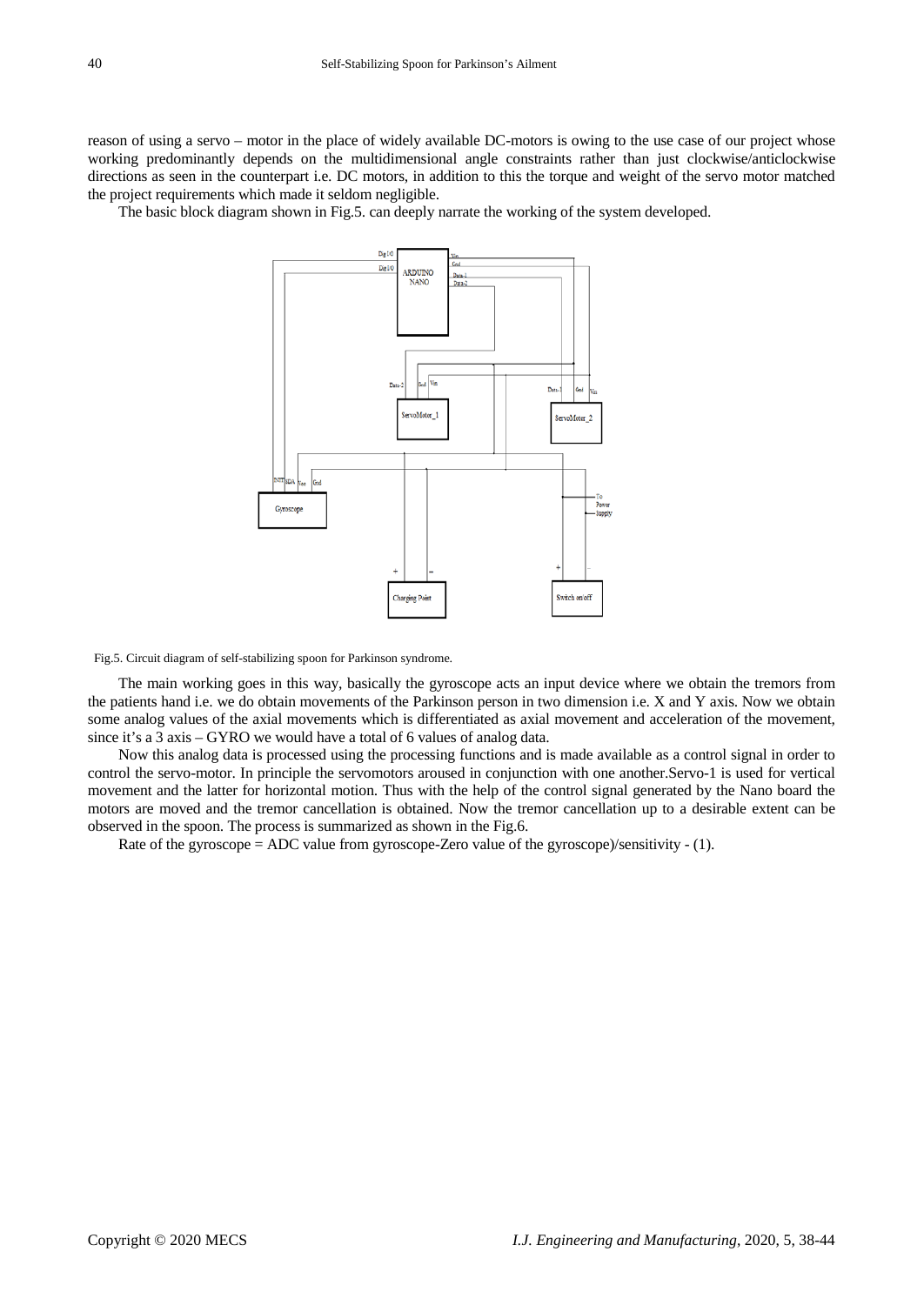reason of using a servo – motor in the place of widely available DC-motors is owing to the use case of our project whose working predominantly depends on the multidimensional angle constraints rather than just clockwise/anticlockwise directions as seen in the counterpart i.e. DC motors, in addition to this the torque and weight of the servo motor matched the project requirements which made it seldom negligible.

The basic block diagram shown in Fig.5. can deeply narrate the working of the system developed.

Fig.5. Circuit diagram of self-stabilizing spoon for Parkinson syndrome.

The main working goes in this way, basically the gyroscope acts an input device where we obtain the tremors from the patients hand i.e. we do obtain movements of the Parkinson person in two dimension i.e. X and Y axis. Now we obtain some analog values of the axial movements which is differentiated as axial movement and acceleration of the movement, since it's a 3 axis – GYRO we would have a total of 6 values of analog data.

Now this analog data is processed using the processing functions and is made available as a control signal in order to control the servo-motor. In principle the servomotors aroused in conjunction with one another.Servo-1 is used for vertical movement and the latter for horizontal motion. Thus with the help of the control signal generated by the Nano board the motors are moved and the tremor cancellation is obtained. Now the tremor cancellation up to a desirable extent can be observed in the spoon. The process is summarized as shown in the Fig.6.

Rate of the gyroscope = ADC value from gyroscope-Zero value of the gyroscope)/sensitivity - (1).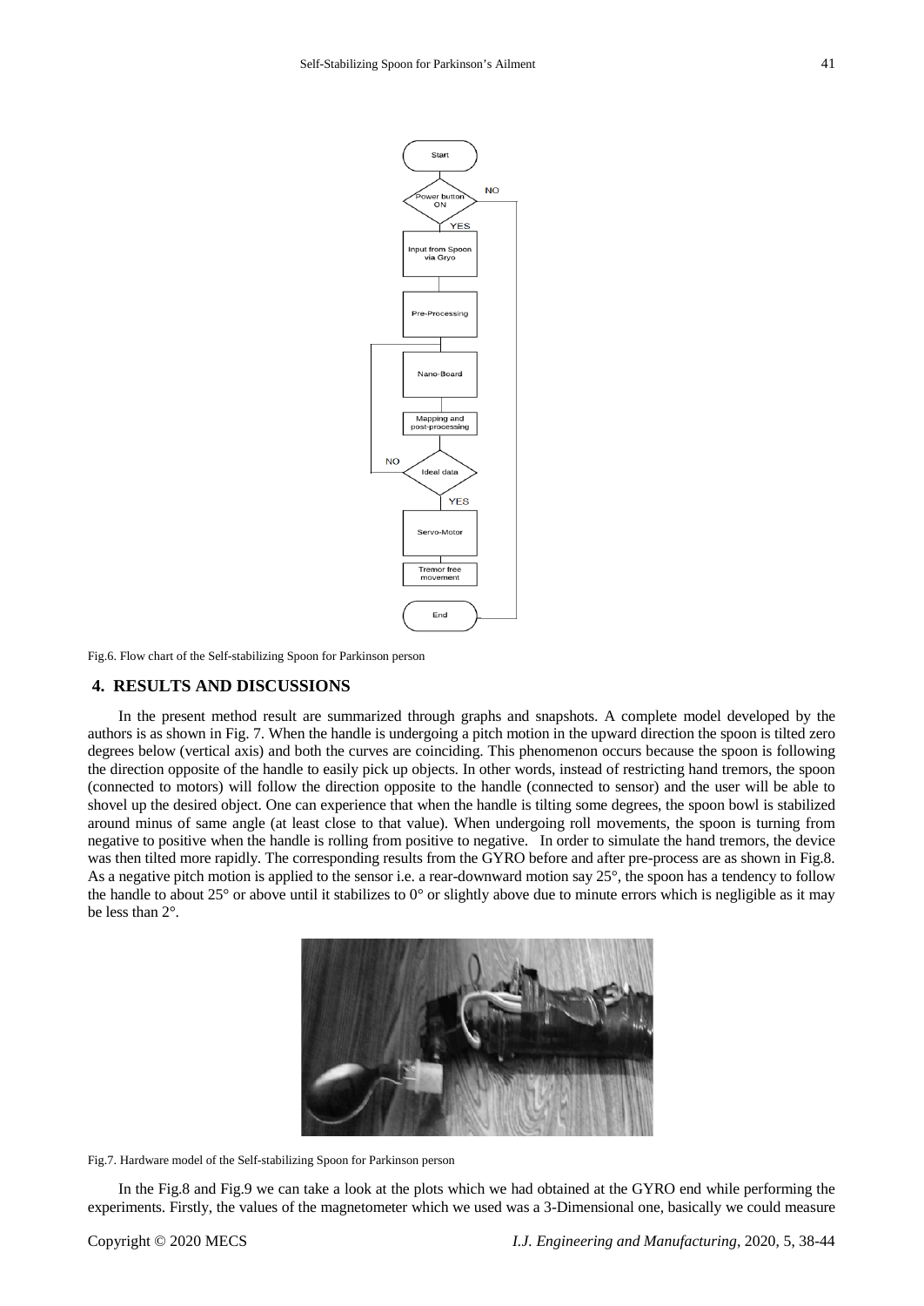Fig.6. Flow chart of the Self-stabilizing Spoon for Parkinson person

## 4. RESULTS AND DISCUSSIONS

In the present method result are summarized through graphs and snapshots. A complete model developed by the authors is as shown in Fig. 7. When the handle is undergoing a pitch motion in the upward direction the spoon is tilted zero degrees below (vertical axis) and both the curves are coinciding. This phenomenon occurs because the spoon is following the direction opposite of the handle to easily pick up objects. In other words, instead of restricting hand tremors, the spoon (connected to motors) will follow the direction opposite to the handle (connected to sensor) and the user will be able to shovel up the desired object. One can experience that when the handle is tilting some degrees, the spoon bowl is stabilized around minus of same angle (at least close to that value). When undergoing roll movements, the spoon is turning from negative to positive when the handle is rolling from positive to negative. In order to simulate the hand tremors, the device was then tilted more rapidly. The corresponding results from the GYRO before and after pre-process are as shown in Fig.8. As a negative pitch motion is applied to the sensor i.e. a rear-downward motion say 25°, the spoon has a tendency to follow the handle to about 25° or above until it stabilizes to 0° or slightly above due to minute errors which is negligible as it may be less than 2°.

Fig.7. Hardware model of the Self-stabilizing Spoon for Parkinson person

In the Fig.8 and Fig.9 we can take a look at the plots which we had obtained at the GYRO end while performing the experiments. Firstly, the values of the magnetometer which we used was a 3-Dimensional one, basically we could measure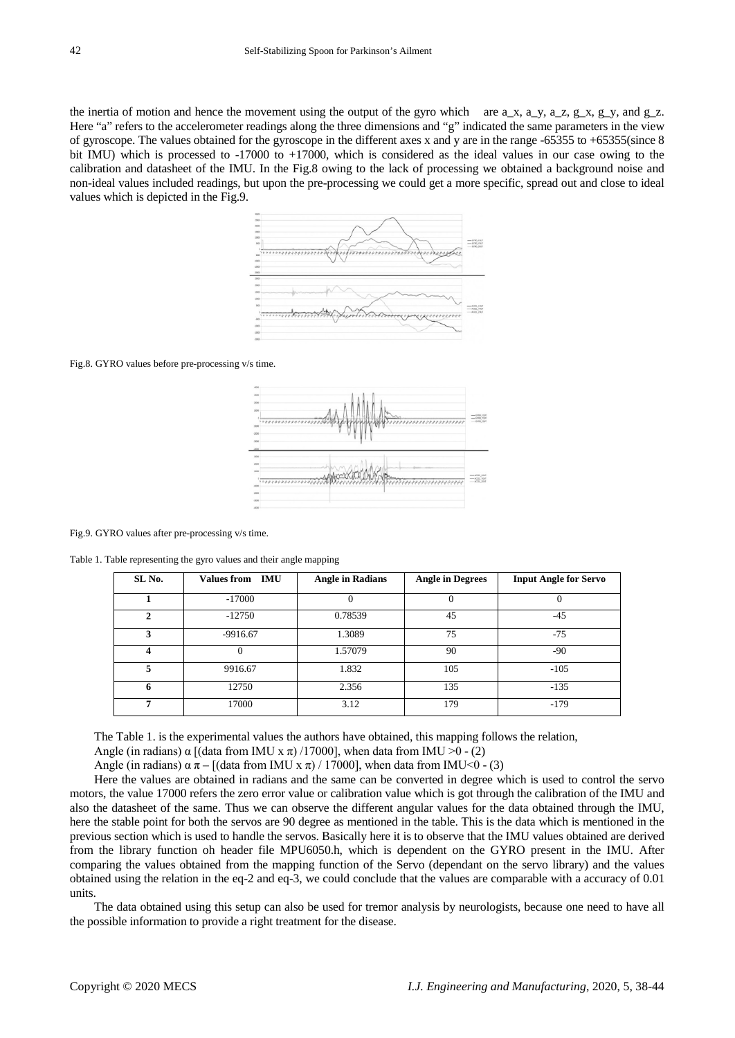the inertia of motion and hence the movement using the output of the gyro which are a_x, a_y, a_z, g_x, g_y, and g_z. Here "a" refers to the accelerometer readings along the three dimensions and "g" indicated the same parameters in the view of gyroscope. The values obtained for the gyroscope in the different axes x and y are in the range -65355 to +65355(since 8 bit IMU) which is processed to -17000 to +17000, which is considered as the ideal values in our case owing to the calibration and datasheet of the IMU. In the Fig.8 owing to the lack of processing we obtained a background noise and non-ideal values included readings, but upon the pre-processing we could get a more specific, spread out and close to ideal values which is depicted in the Fig.9.

Fig.8. GYRO values before pre-processing v/s time.

Fig.9. GYRO values after pre-processing v/s time.

Table 1. Table representing the gyro values and their angle mapping

| SL No. | Values from IMU | Angle in Radians | Angle in Degrees | Input Angle for Servo |
|---|---|---|---|---|
| 1 | -17000 | 0 | 0 | 0 |
| 2 | -12750 | 0.78539 | 45 | -45 |
| 3 | -9916.67 | 1.3089 | 75 | -75 |
| 4 | 0 | 1.57079 | 90 | -90 |
| 5 | 9916.67 | 1.832 | 105 | -105 |
| 6 | 12750 | 2.356 | 135 | -135 |
| 7 | 17000 | 3.12 | 179 | -179 |

The Table 1. is the experimental values the authors have obtained, this mapping follows the relation,

Angle (in radians) $\alpha$ [(data from IMU x $\pi$) /17000], when data from IMU >0 - (2)

Angle (in radians) $\alpha$ $\pi$ – [(data from IMU x $\pi$) / 17000], when data from IMU<0 - (3)

Here the values are obtained in radians and the same can be converted in degree which is used to control the servo motors, the value 17000 refers the zero error value or calibration value which is got through the calibration of the IMU and also the datasheet of the same. Thus we can observe the different angular values for the data obtained through the IMU, here the stable point for both the servos are 90 degree as mentioned in the table. This is the data which is mentioned in the previous section which is used to handle the servos. Basically here it is to observe that the IMU values obtained are derived from the library function oh header file MPU6050.h, which is dependent on the GYRO present in the IMU. After comparing the values obtained from the mapping function of the Servo (dependant on the servo library) and the values obtained using the relation in the eq-2 and eq-3, we could conclude that the values are comparable with a accuracy of 0.01 units.

The data obtained using this setup can also be used for tremor analysis by neurologists, because one need to have all the possible information to provide a right treatment for the disease.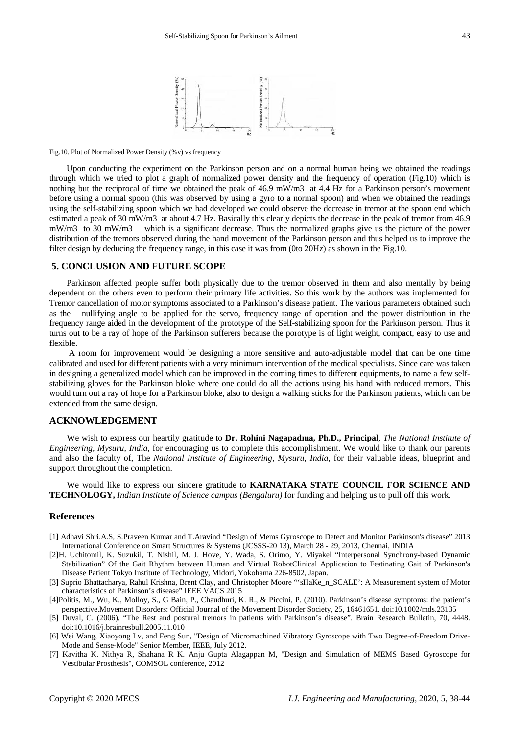Fig.10. Plot of Normalized Power Density (%v) vs frequency

Upon conducting the experiment on the Parkinson person and on a normal human being we obtained the readings through which we tried to plot a graph of normalized power density and the frequency of operation (Fig.10) which is nothing but the reciprocal of time we obtained the peak of 46.9 mW/m3 at 4.4 Hz for a Parkinson person's movement before using a normal spoon (this was observed by using a gyro to a normal spoon) and when we obtained the readings using the self-stabilizing spoon which we had developed we could observe the decrease in tremor at the spoon end which estimated a peak of 30 mW/m3 at about 4.7 Hz. Basically this clearly depicts the decrease in the peak of tremor from 46.9 mW/m3 to 30 mW/m3 which is a significant decrease. Thus the normalized graphs give us the picture of the power distribution of the tremors observed during the hand movement of the Parkinson person and thus helped us to improve the filter design by deducing the frequency range, in this case it was from (0to 20Hz) as shown in the Fig.10.

## 5. CONCLUSION AND FUTURE SCOPE

Parkinson affected people suffer both physically due to the tremor observed in them and also mentally by being dependent on the others even to perform their primary life activities. So this work by the authors was implemented for Tremor cancellation of motor symptoms associated to a Parkinson's disease patient. The various parameters obtained such as the nullifying angle to be applied for the servo, frequency range of operation and the power distribution in the frequency range aided in the development of the prototype of the Self-stabilizing spoon for the Parkinson person. Thus it turns out to be a ray of hope of the Parkinson sufferers because the porotype is of light weight, compact, easy to use and flexible.

A room for improvement would be designing a more sensitive and auto-adjustable model that can be one time calibrated and used for different patients with a very minimum intervention of the medical specialists. Since care was taken in designing a generalized model which can be improved in the coming times to different equipments, to name a few self-stabilizing gloves for the Parkinson bloke where one could do all the actions using his hand with reduced tremors. This would turn out a ray of hope for a Parkinson bloke, also to design a walking sticks for the Parkinson patients, which can be extended from the same design.

## ACKNOWLEDGEMENT

We wish to express our heartily gratitude to **Dr. Rohini Nagapadma, Ph.D., Principal**, *The National Institute of Engineering, Mysuru, India,* for encouraging us to complete this accomplishment. We would like to thank our parents and also the faculty of, The *National Institute of Engineering, Mysuru, India,* for their valuable ideas, blueprint and support throughout the completion.

We would like to express our sincere gratitude to **KARNATAKA STATE COUNCIL FOR SCIENCE AND TECHNOLOGY,** *Indian Institute of Science campus (Bengaluru)* for funding and helping us to pull off this work.

## References

[1] Adhavi Shri.A.S, S.Praveen Kumar and T.Aravind "Design of Mems Gyroscope to Detect and Monitor Parkinson's disease" 2013 International Conference on Smart Structures & Systems (JCSSS-20 13), March 28 - 29, 2013, Chennai, INDIA

[2]H. Uchitomil, K. Suzukil, T. Nishil, M. J. Hove, Y. Wada, S. Orimo, Y. Miyakel "Interpersonal Synchrony-based Dynamic Stabilization" Of the Gait Rhythm between Human and Virtual RobotClinical Application to Festinating Gait of Parkinson's Disease Patient Tokyo Institute of Technology, Midori, Yokohama 226-8502, Japan.

[3] Suprio Bhattacharya, Rahul Krishna, Brent Clay, and Christopher Moore "'sHaKe_n_SCALE': A Measurement system of Motor characteristics of Parkinson's disease" IEEE VACS 2015

[4]Politis, M., Wu, K., Molloy, S., G Bain, P., Chaudhuri, K. R., & Piccini, P. (2010). Parkinson's disease symptoms: the patient's perspective.Movement Disorders: Official Journal of the Movement Disorder Society, 25, 16461651. doi:10.1002/mds.23135

[5] Duval, C. (2006). "The Rest and postural tremors in patients with Parkinson's disease". Brain Research Bulletin, 70, 4448. doi:10.1016/j.brainresbull.2005.11.010

[6] Wei Wang, Xiaoyong Lv, and Feng Sun, "Design of Micromachined Vibratory Gyroscope with Two Degree-of-Freedom Drive-Mode and Sense-Mode" Senior Member, IEEE, July 2012.

[7] Kavitha K. Nithya R, Shahana R K. Anju Gupta Alagappan M, "Design and Simulation of MEMS Based Gyroscope for Vestibular Prosthesis", COMSOL conference, 2012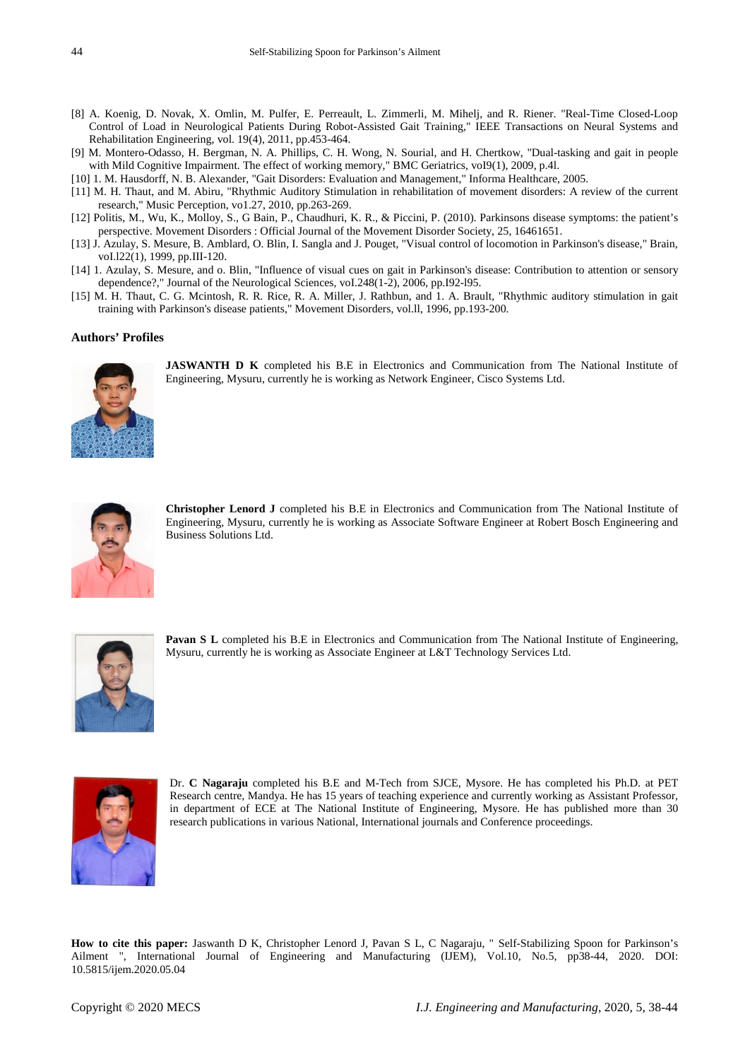[8] A. Koenig, D. Novak, X. Omlin, M. Pulfer, E. Perreault, L. Zimmerli, M. Mihelj, and R. Riener. "Real-Time Closed-Loop Control of Load in Neurological Patients During Robot-Assisted Gait Training," IEEE Transactions on Neural Systems and Rehabilitation Engineering, vol. 19(4), 2011, pp.453-464.

[9] M. Montero-Odasso, H. Bergman, N. A. Phillips, C. H. Wong, N. Sourial, and H. Chertkow, "Dual-tasking and gait in people with Mild Cognitive Impairment. The effect of working memory," BMC Geriatrics, voI9(1), 2009, p.4l.

[10] 1. M. Hausdorff, N. B. Alexander, "Gait Disorders: Evaluation and Management," Informa Healthcare, 2005.

[11] M. H. Thaut, and M. Abiru, "Rhythmic Auditory Stimulation in rehabilitation of movement disorders: A review of the current research," Music Perception, vo1.27, 2010, pp.263-269.

[12] Politis, M., Wu, K., Molloy, S., G Bain, P., Chaudhuri, K. R., & Piccini, P. (2010). Parkinsons disease symptoms: the patient's perspective. Movement Disorders : Official Journal of the Movement Disorder Society, 25, 16461651.

[13] J. Azulay, S. Mesure, B. Amblard, O. Blin, I. Sangla and J. Pouget, "Visual control of locomotion in Parkinson's disease," Brain, voI.l22(1), 1999, pp.III-120.

[14] 1. Azulay, S. Mesure, and o. Blin, "Influence of visual cues on gait in Parkinson's disease: Contribution to attention or sensory dependence?," Journal of the Neurological Sciences, voI.248(1-2), 2006, pp.I92-l95.

[15] M. H. Thaut, C. G. Mcintosh, R. R. Rice, R. A. Miller, J. Rathbun, and 1. A. Brault, "Rhythmic auditory stimulation in gait training with Parkinson's disease patients," Movement Disorders, vol.ll, 1996, pp.193-200.

## Authors' Profiles

**JASWANTH D K** completed his B.E in Electronics and Communication from The National Institute of Engineering, Mysuru, currently he is working as Network Engineer, Cisco Systems Ltd.

**Christopher Lenord J** completed his B.E in Electronics and Communication from The National Institute of Engineering, Mysuru, currently he is working as Associate Software Engineer at Robert Bosch Engineering and Business Solutions Ltd.

**Pavan S L** completed his B.E in Electronics and Communication from The National Institute of Engineering, Mysuru, currently he is working as Associate Engineer at L&T Technology Services Ltd.

Dr. **C Nagaraju** completed his B.E and M-Tech from SJCE, Mysore. He has completed his Ph.D. at PET Research centre, Mandya. He has 15 years of teaching experience and currently working as Assistant Professor, in department of ECE at The National Institute of Engineering, Mysore. He has published more than 30 research publications in various National, International journals and Conference proceedings.

**How to cite this paper:** Jaswanth D K, Christopher Lenord J, Pavan S L, C Nagaraju, " Self-Stabilizing Spoon for Parkinson's Ailment ", International Journal of Engineering and Manufacturing (IJEM), Vol.10, No.5, pp38-44, 2020. DOI: 10.5815/ijem.2020.05.04